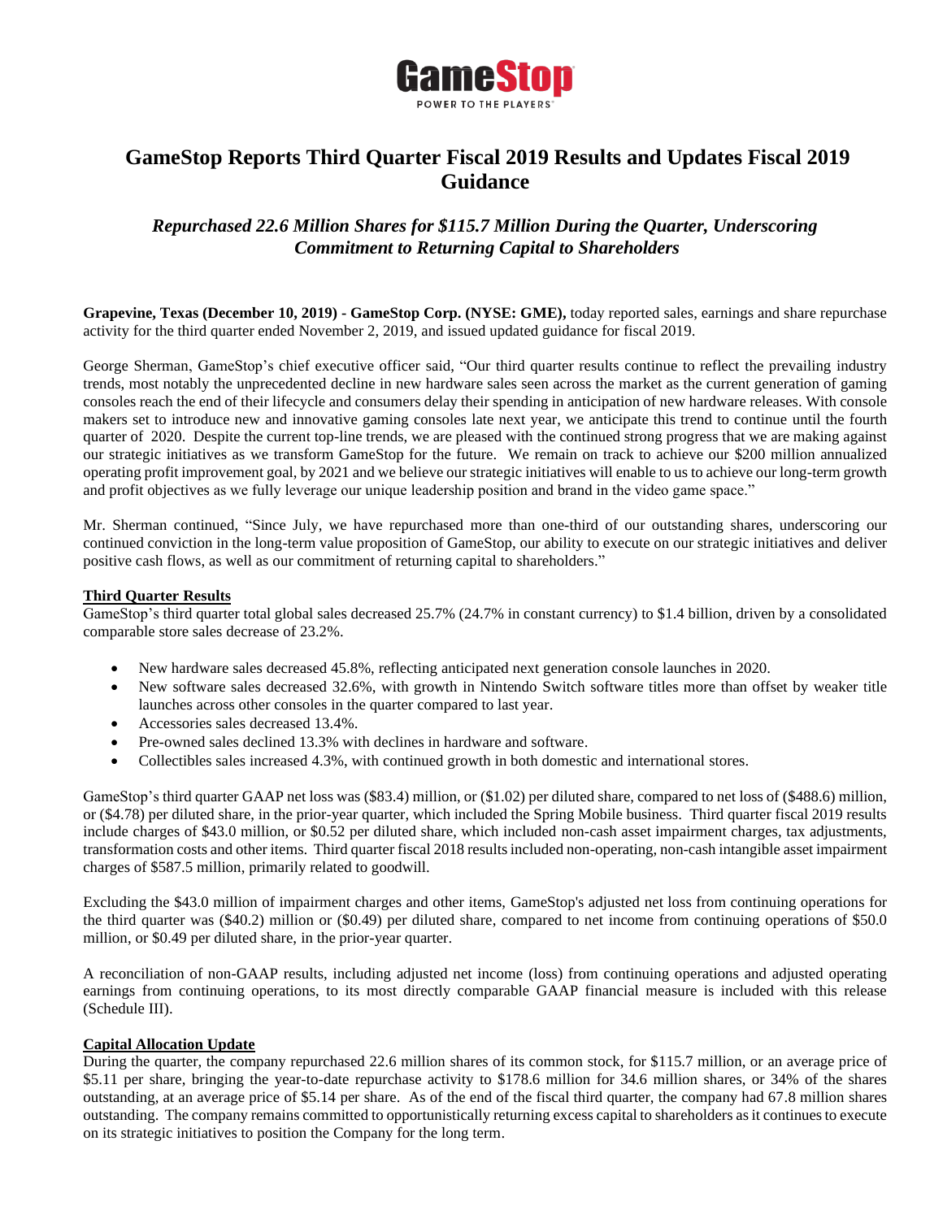GameStop
POWER TO THE PLAYERS

# GameStop Reports Third Quarter Fiscal 2019 Results and Updates Fiscal 2019 Guidance

## *Repurchased 22.6 Million Shares for $115.7 Million During the Quarter, Underscoring Commitment to Returning Capital to Shareholders*

**Grapevine, Texas (December 10, 2019) - GameStop Corp. (NYSE: GME),** today reported sales, earnings and share repurchase activity for the third quarter ended November 2, 2019, and issued updated guidance for fiscal 2019.

George Sherman, GameStop's chief executive officer said, "Our third quarter results continue to reflect the prevailing industry trends, most notably the unprecedented decline in new hardware sales seen across the market as the current generation of gaming consoles reach the end of their lifecycle and consumers delay their spending in anticipation of new hardware releases. With console makers set to introduce new and innovative gaming consoles late next year, we anticipate this trend to continue until the fourth quarter of 2020. Despite the current top-line trends, we are pleased with the continued strong progress that we are making against our strategic initiatives as we transform GameStop for the future. We remain on track to achieve our $200 million annualized operating profit improvement goal, by 2021 and we believe our strategic initiatives will enable to us to achieve our long-term growth and profit objectives as we fully leverage our unique leadership position and brand in the video game space."

Mr. Sherman continued, "Since July, we have repurchased more than one-third of our outstanding shares, underscoring our continued conviction in the long-term value proposition of GameStop, our ability to execute on our strategic initiatives and deliver positive cash flows, as well as our commitment of returning capital to shareholders."

### Third Quarter Results

GameStop's third quarter total global sales decreased 25.7% (24.7% in constant currency) to $1.4 billion, driven by a consolidated comparable store sales decrease of 23.2%.

- New hardware sales decreased 45.8%, reflecting anticipated next generation console launches in 2020.
- New software sales decreased 32.6%, with growth in Nintendo Switch software titles more than offset by weaker title launches across other consoles in the quarter compared to last year.
- Accessories sales decreased 13.4%.
- Pre-owned sales declined 13.3% with declines in hardware and software.
- Collectibles sales increased 4.3%, with continued growth in both domestic and international stores.

GameStop's third quarter GAAP net loss was ($83.4) million, or ($1.02) per diluted share, compared to net loss of ($488.6) million, or ($4.78) per diluted share, in the prior-year quarter, which included the Spring Mobile business. Third quarter fiscal 2019 results include charges of $43.0 million, or $0.52 per diluted share, which included non-cash asset impairment charges, tax adjustments, transformation costs and other items. Third quarter fiscal 2018 results included non-operating, non-cash intangible asset impairment charges of $587.5 million, primarily related to goodwill.

Excluding the $43.0 million of impairment charges and other items, GameStop's adjusted net loss from continuing operations for the third quarter was ($40.2) million or ($0.49) per diluted share, compared to net income from continuing operations of $50.0 million, or $0.49 per diluted share, in the prior-year quarter.

A reconciliation of non-GAAP results, including adjusted net income (loss) from continuing operations and adjusted operating earnings from continuing operations, to its most directly comparable GAAP financial measure is included with this release (Schedule III).

### Capital Allocation Update

During the quarter, the company repurchased 22.6 million shares of its common stock, for $115.7 million, or an average price of $5.11 per share, bringing the year-to-date repurchase activity to $178.6 million for 34.6 million shares, or 34% of the shares outstanding, at an average price of $5.14 per share. As of the end of the fiscal third quarter, the company had 67.8 million shares outstanding. The company remains committed to opportunistically returning excess capital to shareholders as it continues to execute on its strategic initiatives to position the Company for the long term.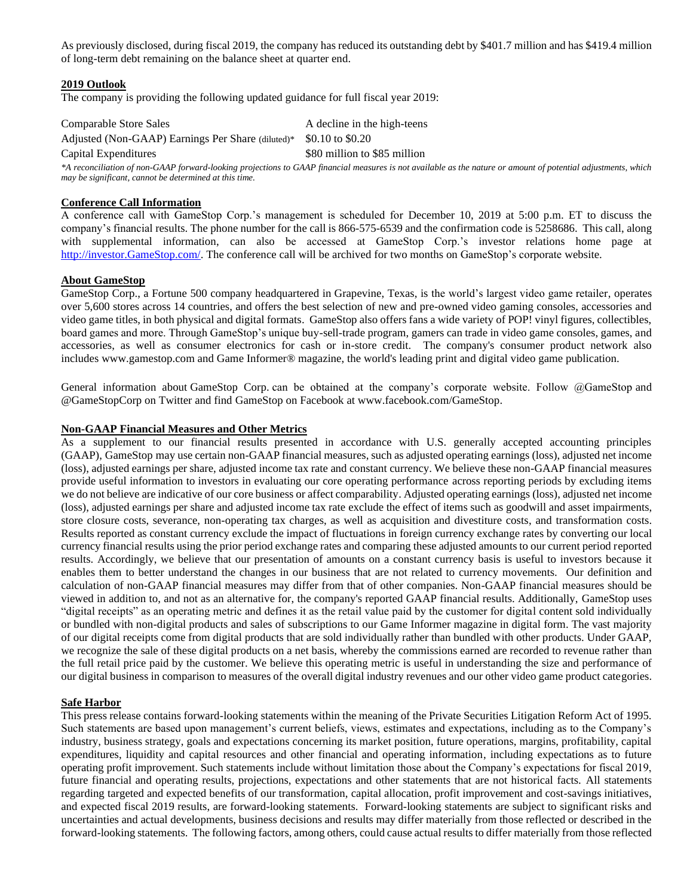As previously disclosed, during fiscal 2019, the company has reduced its outstanding debt by $401.7 million and has $419.4 million of long-term debt remaining on the balance sheet at quarter end.

**2019 Outlook**

The company is providing the following updated guidance for full fiscal year 2019:

| | |
|---|---|
| Comparable Store Sales | A decline in the high-teens |
| Adjusted (Non-GAAP) Earnings Per Share (diluted)* | $0.10 to $0.20 |
| Capital Expenditures | $80 million to $85 million |

*\*A reconciliation of non-GAAP forward-looking projections to GAAP financial measures is not available as the nature or amount of potential adjustments, which may be significant, cannot be determined at this time.*

**Conference Call Information**

A conference call with GameStop Corp.'s management is scheduled for December 10, 2019 at 5:00 p.m. ET to discuss the company's financial results. The phone number for the call is 866-575-6539 and the confirmation code is 5258686. This call, along with supplemental information, can also be accessed at GameStop Corp.'s investor relations home page at http://investor.GameStop.com/. The conference call will be archived for two months on GameStop's corporate website.

**About GameStop**

GameStop Corp., a Fortune 500 company headquartered in Grapevine, Texas, is the world's largest video game retailer, operates over 5,600 stores across 14 countries, and offers the best selection of new and pre-owned video gaming consoles, accessories and video game titles, in both physical and digital formats. GameStop also offers fans a wide variety of POP! vinyl figures, collectibles, board games and more. Through GameStop's unique buy-sell-trade program, gamers can trade in video game consoles, games, and accessories, as well as consumer electronics for cash or in-store credit. The company's consumer product network also includes www.gamestop.com and Game Informer® magazine, the world's leading print and digital video game publication.

General information about GameStop Corp. can be obtained at the company's corporate website. Follow @GameStop and @GameStopCorp on Twitter and find GameStop on Facebook at www.facebook.com/GameStop.

**Non-GAAP Financial Measures and Other Metrics**

As a supplement to our financial results presented in accordance with U.S. generally accepted accounting principles (GAAP), GameStop may use certain non-GAAP financial measures, such as adjusted operating earnings (loss), adjusted net income (loss), adjusted earnings per share, adjusted income tax rate and constant currency. We believe these non-GAAP financial measures provide useful information to investors in evaluating our core operating performance across reporting periods by excluding items we do not believe are indicative of our core business or affect comparability. Adjusted operating earnings (loss), adjusted net income (loss), adjusted earnings per share and adjusted income tax rate exclude the effect of items such as goodwill and asset impairments, store closure costs, severance, non-operating tax charges, as well as acquisition and divestiture costs, and transformation costs. Results reported as constant currency exclude the impact of fluctuations in foreign currency exchange rates by converting our local currency financial results using the prior period exchange rates and comparing these adjusted amounts to our current period reported results. Accordingly, we believe that our presentation of amounts on a constant currency basis is useful to investors because it enables them to better understand the changes in our business that are not related to currency movements. Our definition and calculation of non-GAAP financial measures may differ from that of other companies. Non-GAAP financial measures should be viewed in addition to, and not as an alternative for, the company's reported GAAP financial results. Additionally, GameStop uses "digital receipts" as an operating metric and defines it as the retail value paid by the customer for digital content sold individually or bundled with non-digital products and sales of subscriptions to our Game Informer magazine in digital form. The vast majority of our digital receipts come from digital products that are sold individually rather than bundled with other products. Under GAAP, we recognize the sale of these digital products on a net basis, whereby the commissions earned are recorded to revenue rather than the full retail price paid by the customer. We believe this operating metric is useful in understanding the size and performance of our digital business in comparison to measures of the overall digital industry revenues and our other video game product categories.

**Safe Harbor**

This press release contains forward-looking statements within the meaning of the Private Securities Litigation Reform Act of 1995. Such statements are based upon management's current beliefs, views, estimates and expectations, including as to the Company's industry, business strategy, goals and expectations concerning its market position, future operations, margins, profitability, capital expenditures, liquidity and capital resources and other financial and operating information, including expectations as to future operating profit improvement. Such statements include without limitation those about the Company's expectations for fiscal 2019, future financial and operating results, projections, expectations and other statements that are not historical facts. All statements regarding targeted and expected benefits of our transformation, capital allocation, profit improvement and cost-savings initiatives, and expected fiscal 2019 results, are forward-looking statements. Forward-looking statements are subject to significant risks and uncertainties and actual developments, business decisions and results may differ materially from those reflected or described in the forward-looking statements. The following factors, among others, could cause actual results to differ materially from those reflected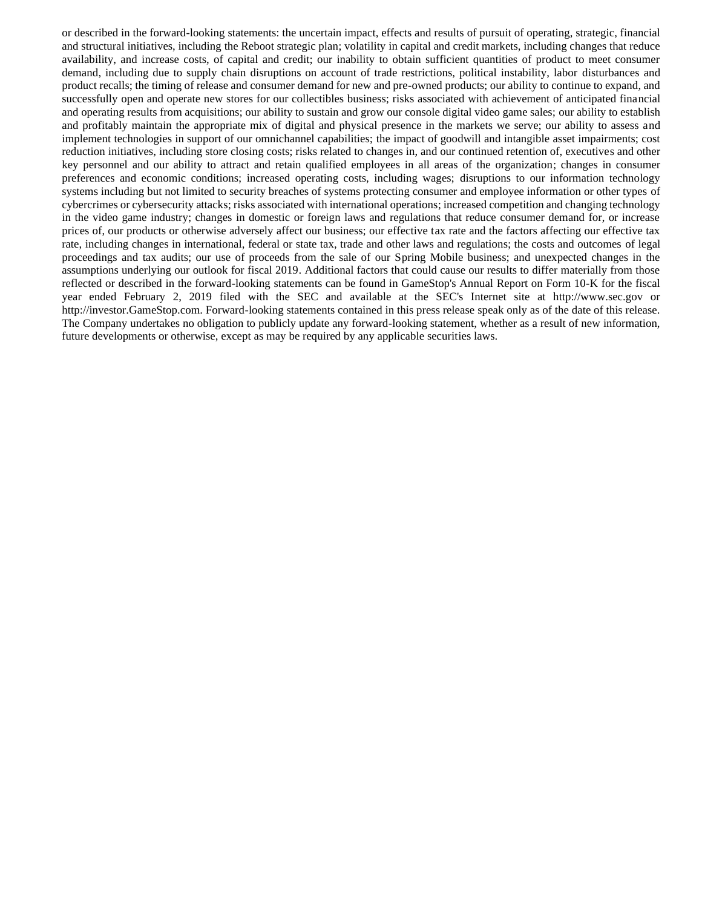or described in the forward-looking statements: the uncertain impact, effects and results of pursuit of operating, strategic, financial and structural initiatives, including the Reboot strategic plan; volatility in capital and credit markets, including changes that reduce availability, and increase costs, of capital and credit; our inability to obtain sufficient quantities of product to meet consumer demand, including due to supply chain disruptions on account of trade restrictions, political instability, labor disturbances and product recalls; the timing of release and consumer demand for new and pre-owned products; our ability to continue to expand, and successfully open and operate new stores for our collectibles business; risks associated with achievement of anticipated financial and operating results from acquisitions; our ability to sustain and grow our console digital video game sales; our ability to establish and profitably maintain the appropriate mix of digital and physical presence in the markets we serve; our ability to assess and implement technologies in support of our omnichannel capabilities; the impact of goodwill and intangible asset impairments; cost reduction initiatives, including store closing costs; risks related to changes in, and our continued retention of, executives and other key personnel and our ability to attract and retain qualified employees in all areas of the organization; changes in consumer preferences and economic conditions; increased operating costs, including wages; disruptions to our information technology systems including but not limited to security breaches of systems protecting consumer and employee information or other types of cybercrimes or cybersecurity attacks; risks associated with international operations; increased competition and changing technology in the video game industry; changes in domestic or foreign laws and regulations that reduce consumer demand for, or increase prices of, our products or otherwise adversely affect our business; our effective tax rate and the factors affecting our effective tax rate, including changes in international, federal or state tax, trade and other laws and regulations; the costs and outcomes of legal proceedings and tax audits; our use of proceeds from the sale of our Spring Mobile business; and unexpected changes in the assumptions underlying our outlook for fiscal 2019. Additional factors that could cause our results to differ materially from those reflected or described in the forward-looking statements can be found in GameStop's Annual Report on Form 10-K for the fiscal year ended February 2, 2019 filed with the SEC and available at the SEC's Internet site at http://www.sec.gov or http://investor.GameStop.com. Forward-looking statements contained in this press release speak only as of the date of this release. The Company undertakes no obligation to publicly update any forward-looking statement, whether as a result of new information, future developments or otherwise, except as may be required by any applicable securities laws.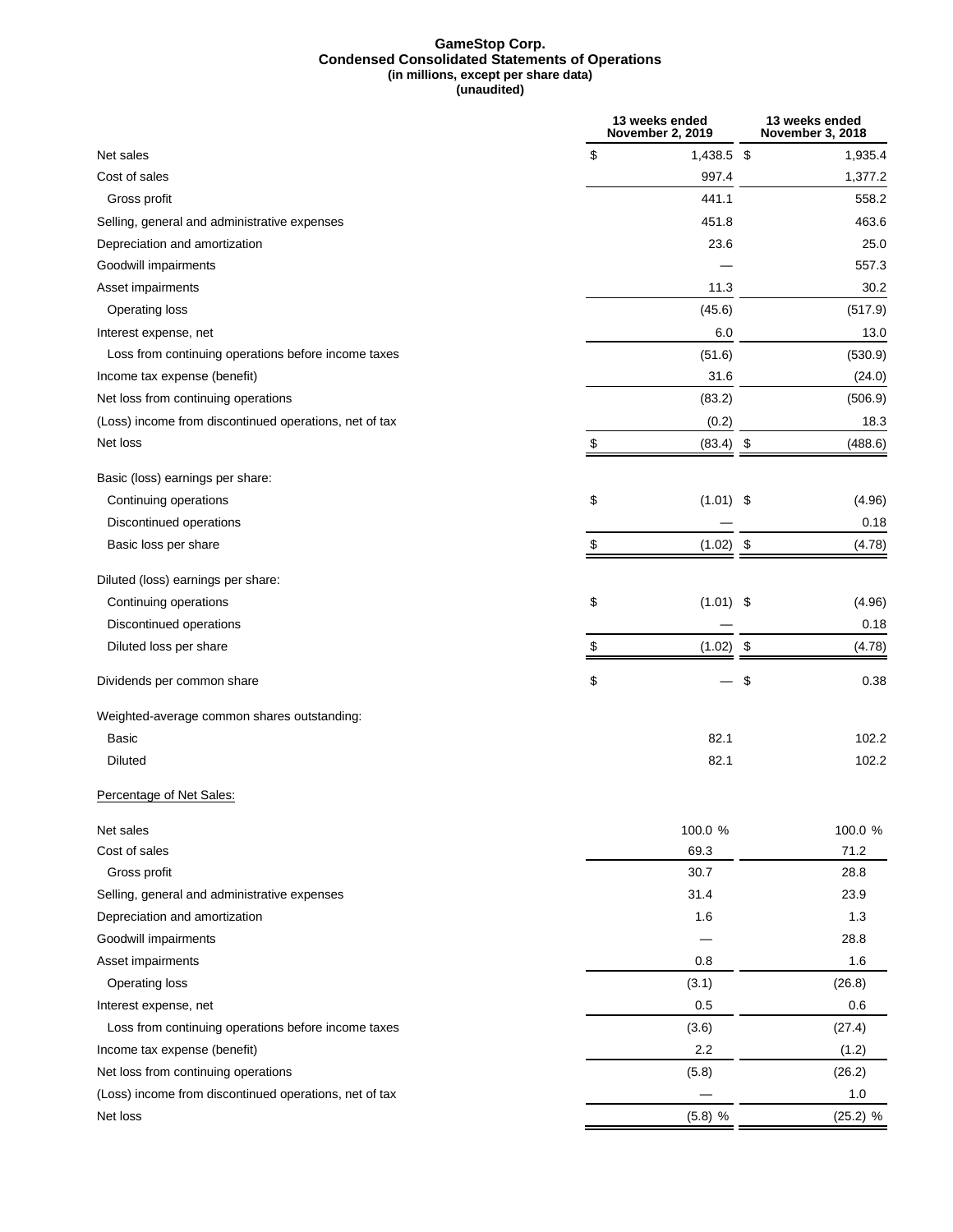**GameStop Corp.**
**Condensed Consolidated Statements of Operations**
**(in millions, except per share data)**
**(unaudited)**

| | 13 weeks ended November 2, 2019 | 13 weeks ended November 3, 2018 |
|---|---|---|
| Net sales | $ 1,438.5 | $ 1,935.4 |
| Cost of sales | 997.4 | 1,377.2 |
| Gross profit | 441.1 | 558.2 |
| Selling, general and administrative expenses | 451.8 | 463.6 |
| Depreciation and amortization | 23.6 | 25.0 |
| Goodwill impairments | — | 557.3 |
| Asset impairments | 11.3 | 30.2 |
| Operating loss | (45.6) | (517.9) |
| Interest expense, net | 6.0 | 13.0 |
| Loss from continuing operations before income taxes | (51.6) | (530.9) |
| Income tax expense (benefit) | 31.6 | (24.0) |
| Net loss from continuing operations | (83.2) | (506.9) |
| (Loss) income from discontinued operations, net of tax | (0.2) | 18.3 |
| Net loss | $ (83.4) | $ (488.6) |
| Basic (loss) earnings per share: | | |
| Continuing operations | $ (1.01) | $ (4.96) |
| Discontinued operations | — | 0.18 |
| Basic loss per share | $ (1.02) | $ (4.78) |
| Diluted (loss) earnings per share: | | |
| Continuing operations | $ (1.01) | $ (4.96) |
| Discontinued operations | — | 0.18 |
| Diluted loss per share | $ (1.02) | $ (4.78) |
| Dividends per common share | $ — | $ 0.38 |
| Weighted-average common shares outstanding: | | |
| Basic | 82.1 | 102.2 |
| Diluted | 82.1 | 102.2 |
| Percentage of Net Sales: | | |
| Net sales | 100.0 % | 100.0 % |
| Cost of sales | 69.3 | 71.2 |
| Gross profit | 30.7 | 28.8 |
| Selling, general and administrative expenses | 31.4 | 23.9 |
| Depreciation and amortization | 1.6 | 1.3 |
| Goodwill impairments | — | 28.8 |
| Asset impairments | 0.8 | 1.6 |
| Operating loss | (3.1) | (26.8) |
| Interest expense, net | 0.5 | 0.6 |
| Loss from continuing operations before income taxes | (3.6) | (27.4) |
| Income tax expense (benefit) | 2.2 | (1.2) |
| Net loss from continuing operations | (5.8) | (26.2) |
| (Loss) income from discontinued operations, net of tax | — | 1.0 |
| Net loss | (5.8) % | (25.2) % |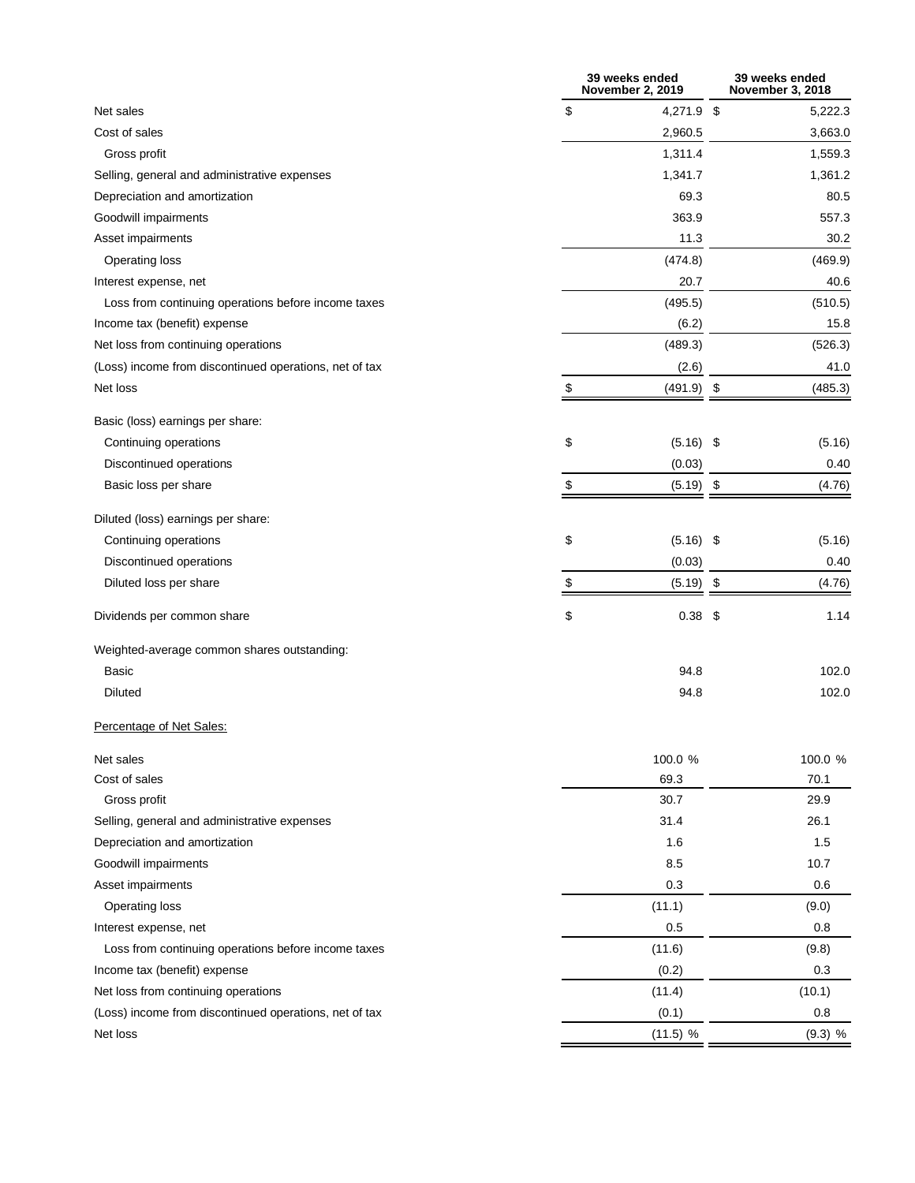| | 39 weeks ended November 2, 2019 | 39 weeks ended November 3, 2018 |
|---|---|---|
| Net sales | $ 4,271.9 | $ 5,222.3 |
| Cost of sales | 2,960.5 | 3,663.0 |
| Gross profit | 1,311.4 | 1,559.3 |
| Selling, general and administrative expenses | 1,341.7 | 1,361.2 |
| Depreciation and amortization | 69.3 | 80.5 |
| Goodwill impairments | 363.9 | 557.3 |
| Asset impairments | 11.3 | 30.2 |
| Operating loss | (474.8) | (469.9) |
| Interest expense, net | 20.7 | 40.6 |
| Loss from continuing operations before income taxes | (495.5) | (510.5) |
| Income tax (benefit) expense | (6.2) | 15.8 |
| Net loss from continuing operations | (489.3) | (526.3) |
| (Loss) income from discontinued operations, net of tax | (2.6) | 41.0 |
| Net loss | $ (491.9) | $ (485.3) |
| Basic (loss) earnings per share: | | |
| Continuing operations | $ (5.16) | $ (5.16) |
| Discontinued operations | (0.03) | 0.40 |
| Basic loss per share | $ (5.19) | $ (4.76) |
| Diluted (loss) earnings per share: | | |
| Continuing operations | $ (5.16) | $ (5.16) |
| Discontinued operations | (0.03) | 0.40 |
| Diluted loss per share | $ (5.19) | $ (4.76) |
| Dividends per common share | $ 0.38 | $ 1.14 |
| Weighted-average common shares outstanding: | | |
| Basic | 94.8 | 102.0 |
| Diluted | 94.8 | 102.0 |
| Percentage of Net Sales: | | |
| Net sales | 100.0 % | 100.0 % |
| Cost of sales | 69.3 | 70.1 |
| Gross profit | 30.7 | 29.9 |
| Selling, general and administrative expenses | 31.4 | 26.1 |
| Depreciation and amortization | 1.6 | 1.5 |
| Goodwill impairments | 8.5 | 10.7 |
| Asset impairments | 0.3 | 0.6 |
| Operating loss | (11.1) | (9.0) |
| Interest expense, net | 0.5 | 0.8 |
| Loss from continuing operations before income taxes | (11.6) | (9.8) |
| Income tax (benefit) expense | (0.2) | 0.3 |
| Net loss from continuing operations | (11.4) | (10.1) |
| (Loss) income from discontinued operations, net of tax | (0.1) | 0.8 |
| Net loss | (11.5) % | (9.3) % |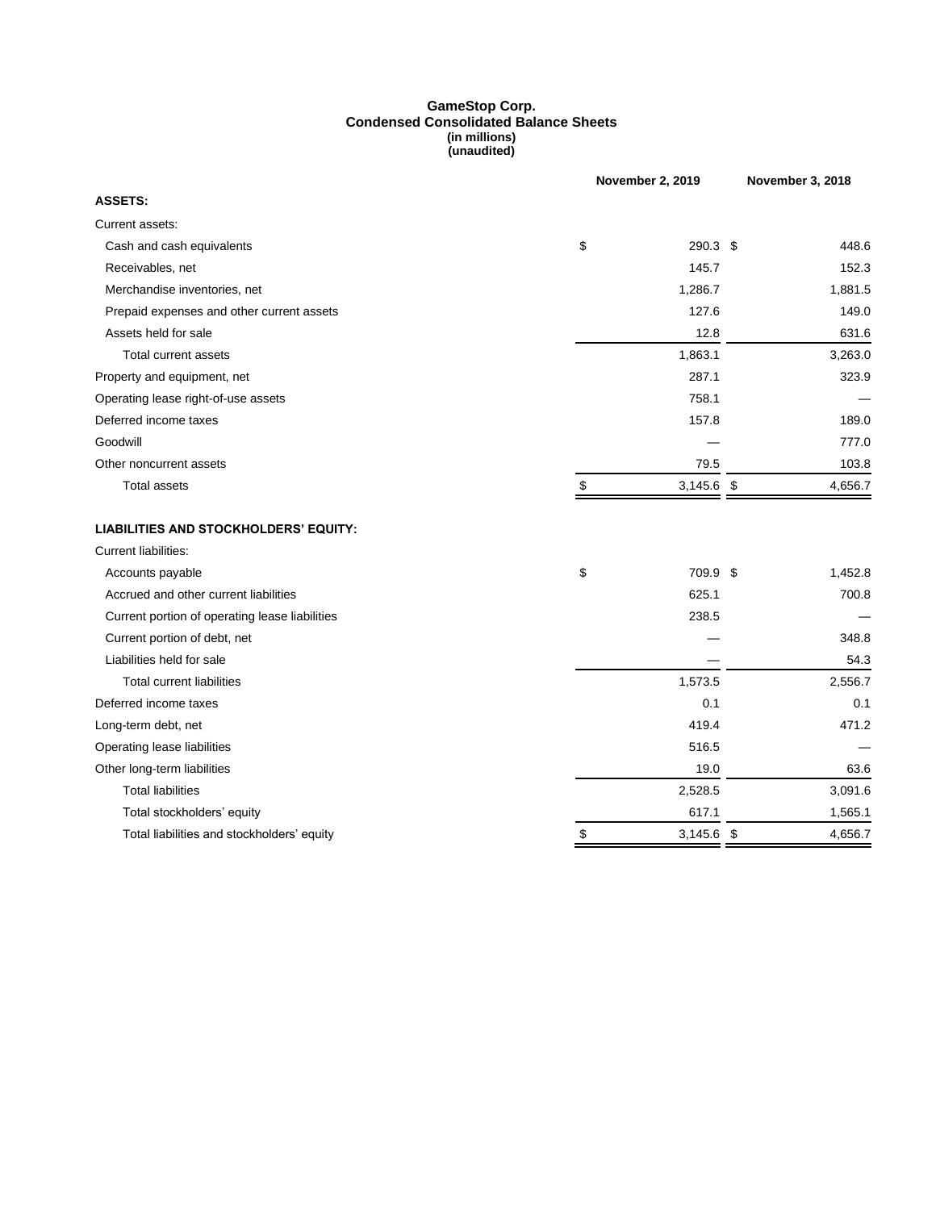**GameStop Corp.**
**Condensed Consolidated Balance Sheets**
**(in millions)**
**(unaudited)**

| | November 2, 2019 | November 3, 2018 |
|---|---|---|
| **ASSETS:** | | |
| Current assets: | | |
| Cash and cash equivalents | $ 290.3 | $ 448.6 |
| Receivables, net | 145.7 | 152.3 |
| Merchandise inventories, net | 1,286.7 | 1,881.5 |
| Prepaid expenses and other current assets | 127.6 | 149.0 |
| Assets held for sale | 12.8 | 631.6 |
| Total current assets | 1,863.1 | 3,263.0 |
| Property and equipment, net | 287.1 | 323.9 |
| Operating lease right-of-use assets | 758.1 | — |
| Deferred income taxes | 157.8 | 189.0 |
| Goodwill | — | 777.0 |
| Other noncurrent assets | 79.5 | 103.8 |
| Total assets | $ 3,145.6 | $ 4,656.7 |
| **LIABILITIES AND STOCKHOLDERS' EQUITY:** | | |
| Current liabilities: | | |
| Accounts payable | $ 709.9 | $ 1,452.8 |
| Accrued and other current liabilities | 625.1 | 700.8 |
| Current portion of operating lease liabilities | 238.5 | — |
| Current portion of debt, net | — | 348.8 |
| Liabilities held for sale | — | 54.3 |
| Total current liabilities | 1,573.5 | 2,556.7 |
| Deferred income taxes | 0.1 | 0.1 |
| Long-term debt, net | 419.4 | 471.2 |
| Operating lease liabilities | 516.5 | — |
| Other long-term liabilities | 19.0 | 63.6 |
| Total liabilities | 2,528.5 | 3,091.6 |
| Total stockholders' equity | 617.1 | 1,565.1 |
| Total liabilities and stockholders' equity | $ 3,145.6 | $ 4,656.7 |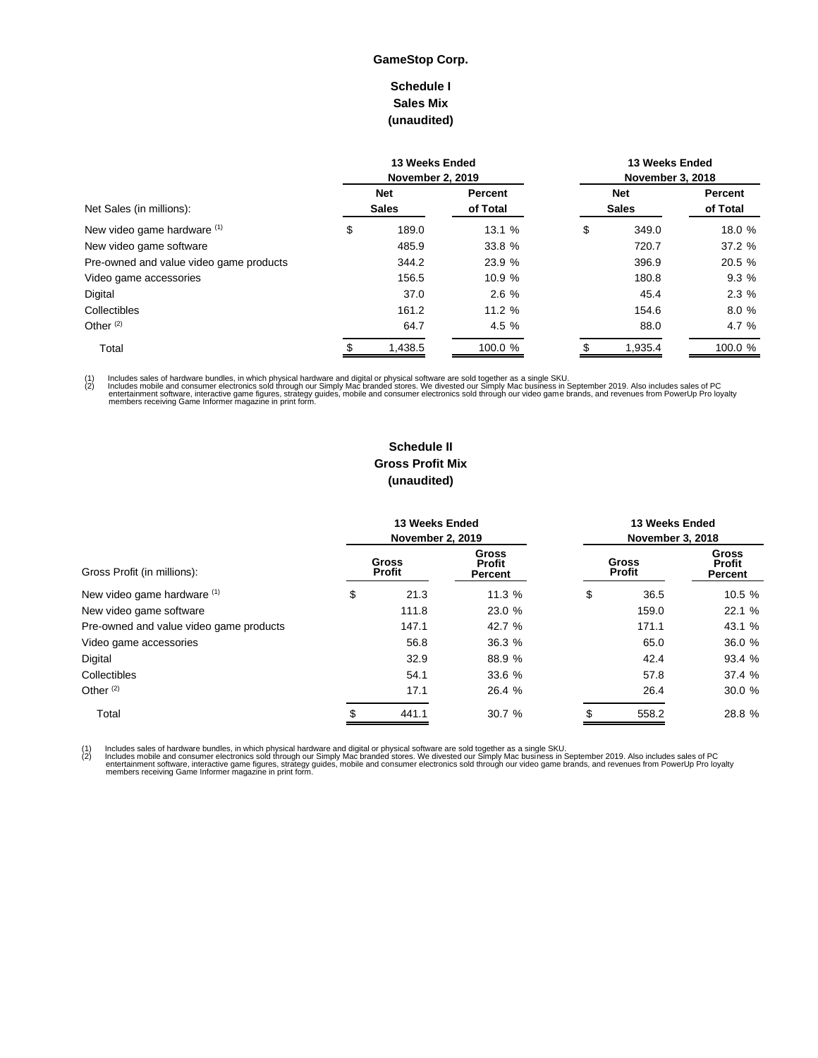**GameStop Corp.**

**Schedule I**
**Sales Mix**
**(unaudited)**

| Net Sales (in millions): | 13 Weeks Ended November 2, 2019 | | 13 Weeks Ended November 3, 2018 | |
|---|---|---|---|---|
| | Net Sales | Percent of Total | Net Sales | Percent of Total |
| New video game hardware [1] | $ 189.0 | 13.1 % | $ 349.0 | 18.0 % |
| New video game software | 485.9 | 33.8 % | 720.7 | 37.2 % |
| Pre-owned and value video game products | 344.2 | 23.9 % | 396.9 | 20.5 % |
| Video game accessories | 156.5 | 10.9 % | 180.8 | 9.3 % |
| Digital | 37.0 | 2.6 % | 45.4 | 2.3 % |
| Collectibles | 161.2 | 11.2 % | 154.6 | 8.0 % |
| Other [2] | 64.7 | 4.5 % | 88.0 | 4.7 % |
| Total | $ 1,438.5 | 100.0 % | $ 1,935.4 | 100.0 % |

(1) Includes sales of hardware bundles, in which physical hardware and digital or physical software are sold together as a single SKU.
(2) Includes mobile and consumer electronics sold through our Simply Mac branded stores. We divested our Simply Mac business in September 2019. Also includes sales of PC entertainment software, interactive game figures, strategy guides, mobile and consumer electronics sold through our video game brands, and revenues from PowerUp Pro loyalty members receiving Game Informer magazine in print form.

**Schedule II**
**Gross Profit Mix**
**(unaudited)**

| Gross Profit (in millions): | 13 Weeks Ended November 2, 2019 | | 13 Weeks Ended November 3, 2018 | |
|---|---|---|---|---|
| | Gross Profit | Gross Profit Percent | Gross Profit | Gross Profit Percent |
| New video game hardware [1] | $ 21.3 | 11.3 % | $ 36.5 | 10.5 % |
| New video game software | 111.8 | 23.0 % | 159.0 | 22.1 % |
| Pre-owned and value video game products | 147.1 | 42.7 % | 171.1 | 43.1 % |
| Video game accessories | 56.8 | 36.3 % | 65.0 | 36.0 % |
| Digital | 32.9 | 88.9 % | 42.4 | 93.4 % |
| Collectibles | 54.1 | 33.6 % | 57.8 | 37.4 % |
| Other [2] | 17.1 | 26.4 % | 26.4 | 30.0 % |
| Total | $ 441.1 | 30.7 % | $ 558.2 | 28.8 % |

(1) Includes sales of hardware bundles, in which physical hardware and digital or physical software are sold together as a single SKU.
(2) Includes mobile and consumer electronics sold through our Simply Mac branded stores. We divested our Simply Mac business in September 2019. Also includes sales of PC entertainment software, interactive game figures, strategy guides, mobile and consumer electronics sold through our video game brands, and revenues from PowerUp Pro loyalty members receiving Game Informer magazine in print form.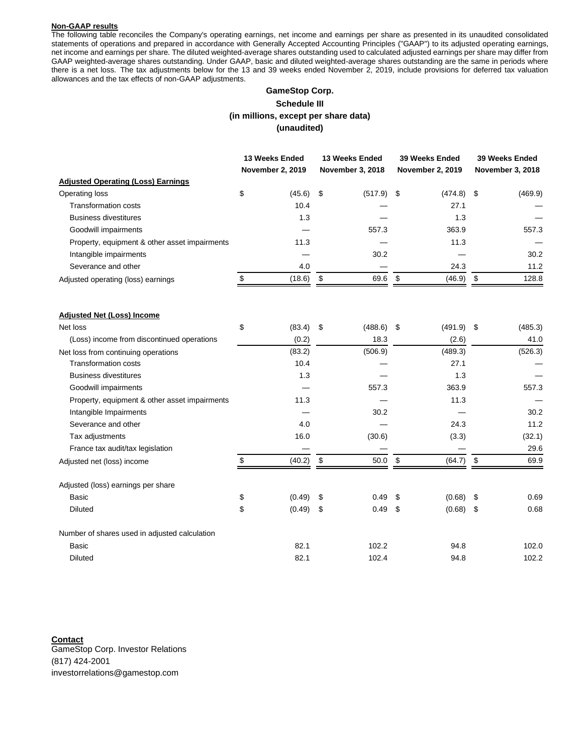**Non-GAAP results**

The following table reconciles the Company's operating earnings, net income and earnings per share as presented in its unaudited consolidated statements of operations and prepared in accordance with Generally Accepted Accounting Principles ("GAAP") to its adjusted operating earnings, net income and earnings per share. The diluted weighted-average shares outstanding used to calculated adjusted earnings per share may differ from GAAP weighted-average shares outstanding. Under GAAP, basic and diluted weighted-average shares outstanding are the same in periods where there is a net loss. The tax adjustments below for the 13 and 39 weeks ended November 2, 2019, include provisions for deferred tax valuation allowances and the tax effects of non-GAAP adjustments.

**GameStop Corp.**

**Schedule III**

**(in millions, except per share data)**

**(unaudited)**

| | 13 Weeks Ended November 2, 2019 | 13 Weeks Ended November 3, 2018 | 39 Weeks Ended November 2, 2019 | 39 Weeks Ended November 3, 2018 |
|---|---|---|---|---|
| **Adjusted Operating (Loss) Earnings** | | | | |
| Operating loss | $ (45.6) | $ (517.9) | $ (474.8) | $ (469.9) |
| Transformation costs | 10.4 | — | 27.1 | — |
| Business divestitures | 1.3 | — | 1.3 | — |
| Goodwill impairments | — | 557.3 | 363.9 | 557.3 |
| Property, equipment & other asset impairments | 11.3 | — | 11.3 | — |
| Intangible impairments | — | 30.2 | — | 30.2 |
| Severance and other | 4.0 | — | 24.3 | 11.2 |
| Adjusted operating (loss) earnings | $ (18.6) | $ 69.6 | $ (46.9) | $ 128.8 |
| | | | | |
| **Adjusted Net (Loss) Income** | | | | |
| Net loss | $ (83.4) | $ (488.6) | $ (491.9) | $ (485.3) |
| (Loss) income from discontinued operations | (0.2) | 18.3 | (2.6) | 41.0 |
| Net loss from continuing operations | (83.2) | (506.9) | (489.3) | (526.3) |
| Transformation costs | 10.4 | — | 27.1 | — |
| Business divestitures | 1.3 | — | 1.3 | — |
| Goodwill impairments | — | 557.3 | 363.9 | 557.3 |
| Property, equipment & other asset impairments | 11.3 | — | 11.3 | — |
| Intangible Impairments | — | 30.2 | — | 30.2 |
| Severance and other | 4.0 | — | 24.3 | 11.2 |
| Tax adjustments | 16.0 | (30.6) | (3.3) | (32.1) |
| France tax audit/tax legislation | — | — | — | 29.6 |
| Adjusted net (loss) income | $ (40.2) | $ 50.0 | $ (64.7) | $ 69.9 |
| | | | | |
| Adjusted (loss) earnings per share | | | | |
| Basic | $ (0.49) | $ 0.49 | $ (0.68) | $ 0.69 |
| Diluted | $ (0.49) | $ 0.49 | $ (0.68) | $ 0.68 |
| | | | | |
| Number of shares used in adjusted calculation | | | | |
| Basic | 82.1 | 102.2 | 94.8 | 102.0 |
| Diluted | 82.1 | 102.4 | 94.8 | 102.2 |

**Contact**

GameStop Corp. Investor Relations
(817) 424-2001
investorrelations@gamestop.com